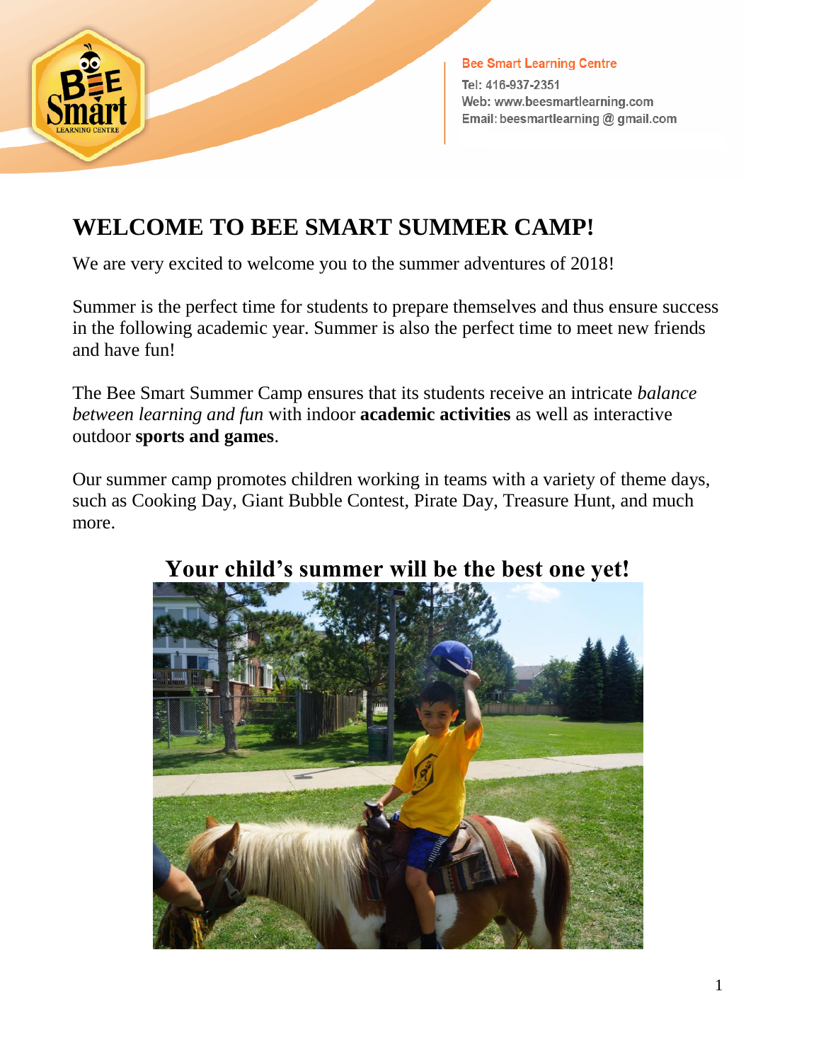Bee Smart Learning Centre

Tel: 416-937-2351
Web: www.beesmartlearning.com
Email: beesmartlearning @ gmail.com

# WELCOME TO BEE SMART SUMMER CAMP!

We are very excited to welcome you to the summer adventures of 2018!

Summer is the perfect time for students to prepare themselves and thus ensure success in the following academic year. Summer is also the perfect time to meet new friends and have fun!

The Bee Smart Summer Camp ensures that its students receive an intricate *balance between learning and fun* with indoor **academic activities** as well as interactive outdoor **sports and games**.

Our summer camp promotes children working in teams with a variety of theme days, such as Cooking Day, Giant Bubble Contest, Pirate Day, Treasure Hunt, and much more.

## Your child's summer will be the best one yet!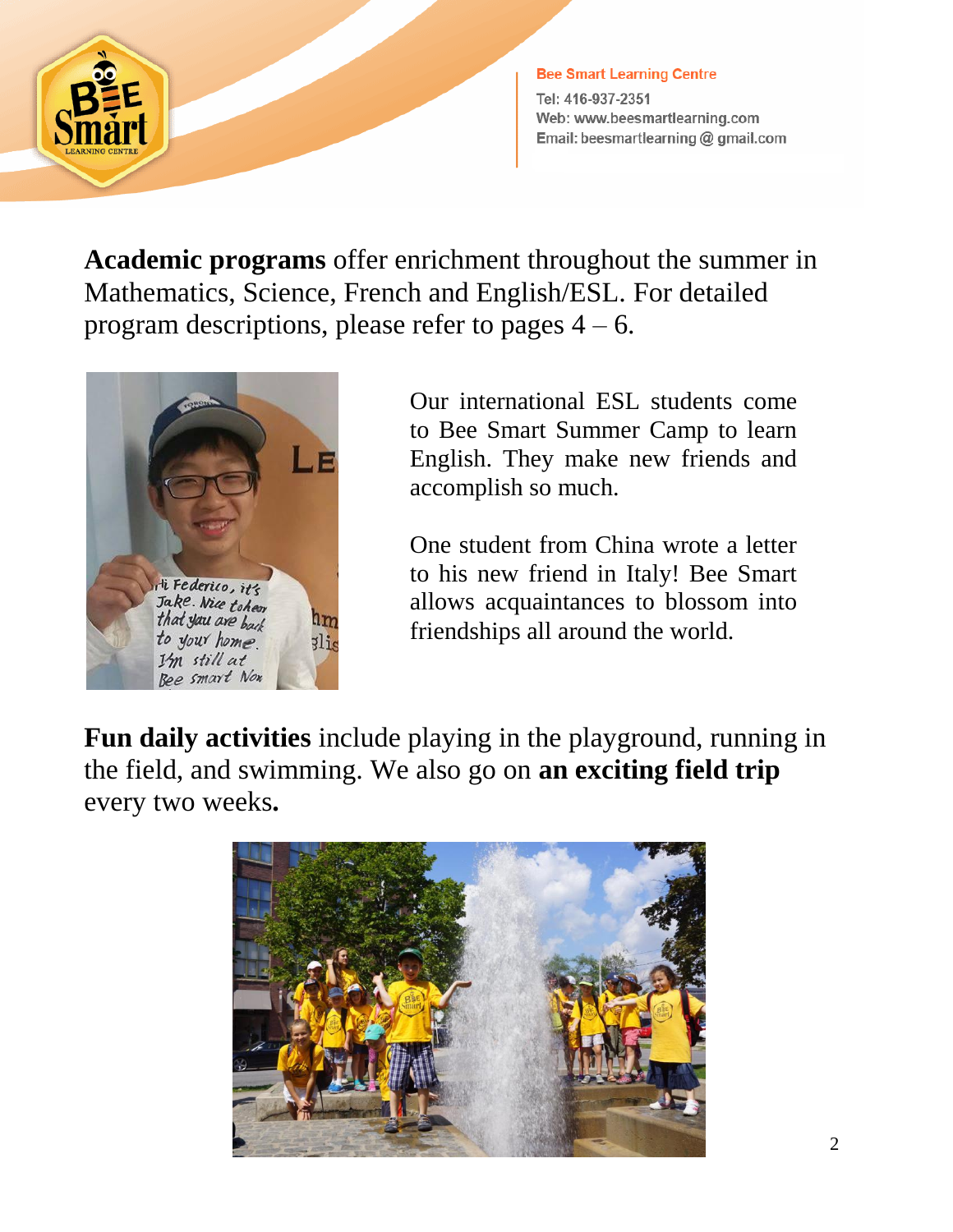**Academic programs** offer enrichment throughout the summer in Mathematics, Science, French and English/ESL. For detailed program descriptions, please refer to pages 4 – 6.

Our international ESL students come to Bee Smart Summer Camp to learn English. They make new friends and accomplish so much.

One student from China wrote a letter to his new friend in Italy! Bee Smart allows acquaintances to blossom into friendships all around the world.

**Fun daily activities** include playing in the playground, running in the field, and swimming. We also go on **an exciting field trip** every two weeks**.**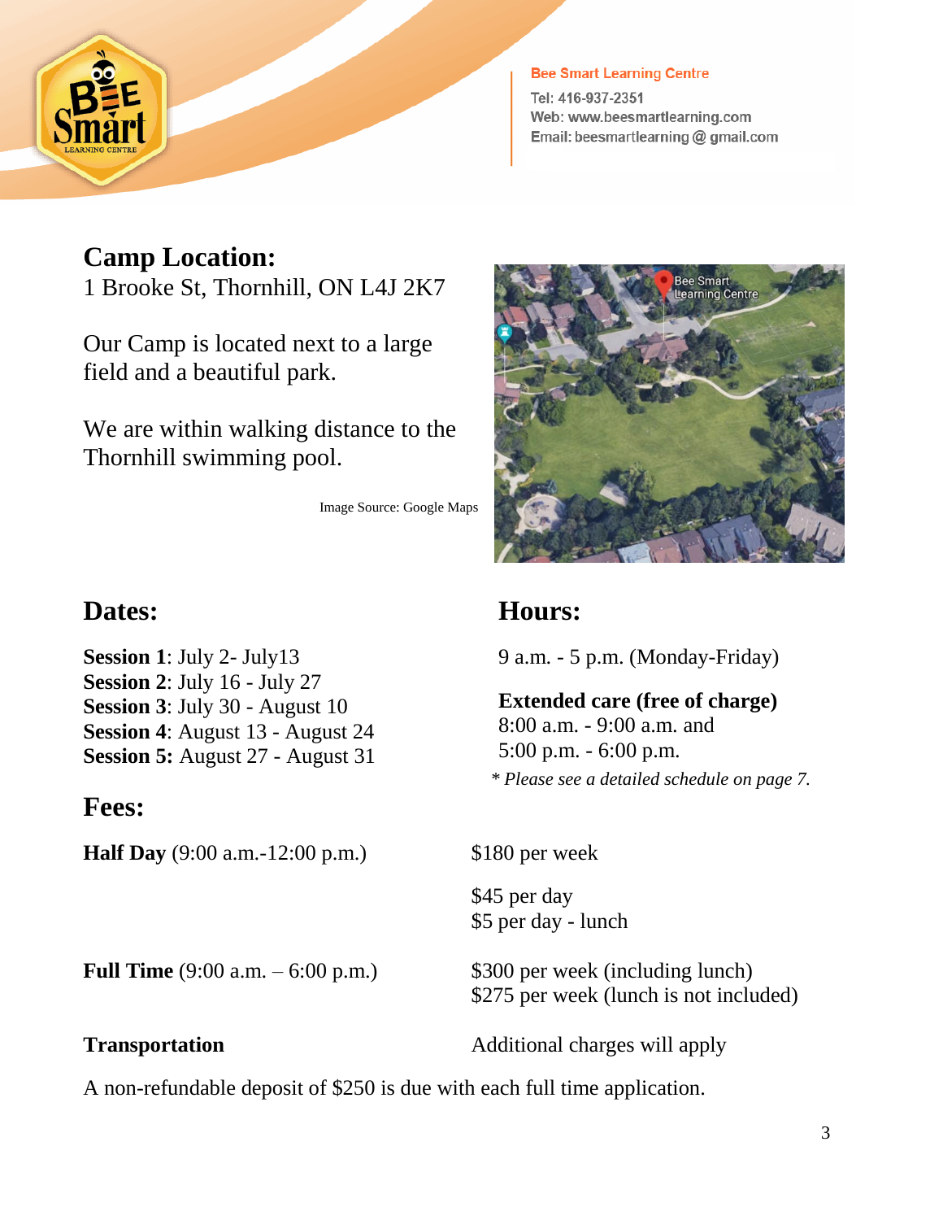Bee Smart Learning Centre
Tel: 416-937-2351
Web: www.beesmartlearning.com
Email: beesmartlearning @ gmail.com

## Camp Location:

1 Brooke St, Thornhill, ON L4J 2K7

Our Camp is located next to a large field and a beautiful park.

We are within walking distance to the Thornhill swimming pool.

Image Source: Google Maps

## Dates:

**Session 1**: July 2- July13
**Session 2**: July 16 - July 27
**Session 3**: July 30 - August 10
**Session 4**: August 13 - August 24
**Session 5:** August 27 - August 31

## Hours:

9 a.m. - 5 p.m. (Monday-Friday)

**Extended care (free of charge)**
8:00 a.m. - 9:00 a.m. and
5:00 p.m. - 6:00 p.m.

* *Please see a detailed schedule on page 7.*

## Fees:

| | |
|---|---|
| **Half Day** (9:00 a.m.-12:00 p.m.) | $180 per week<br>$45 per day<br>$5 per day - lunch |
| **Full Time** (9:00 a.m. – 6:00 p.m.) | $300 per week (including lunch)<br>$275 per week (lunch is not included) |
| **Transportation** | Additional charges will apply |

A non-refundable deposit of $250 is due with each full time application.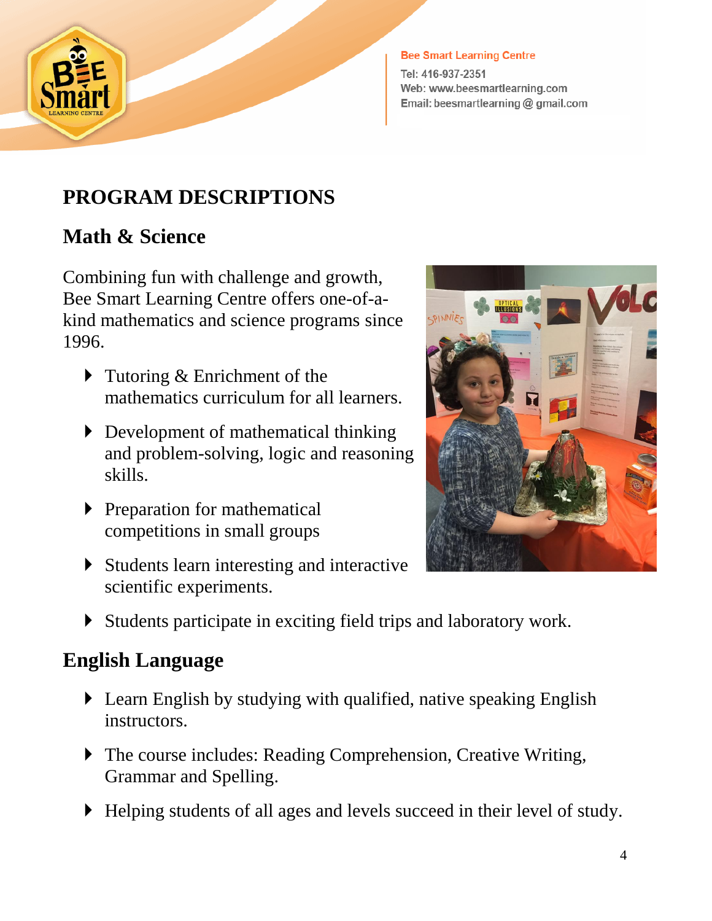# PROGRAM DESCRIPTIONS

## Math & Science

Combining fun with challenge and growth, Bee Smart Learning Centre offers one-of-a-kind mathematics and science programs since 1996.

- Tutoring & Enrichment of the mathematics curriculum for all learners.
- Development of mathematical thinking and problem-solving, logic and reasoning skills.
- Preparation for mathematical competitions in small groups
- Students learn interesting and interactive scientific experiments.
- Students participate in exciting field trips and laboratory work.

## English Language

- Learn English by studying with qualified, native speaking English instructors.
- The course includes: Reading Comprehension, Creative Writing, Grammar and Spelling.
- Helping students of all ages and levels succeed in their level of study.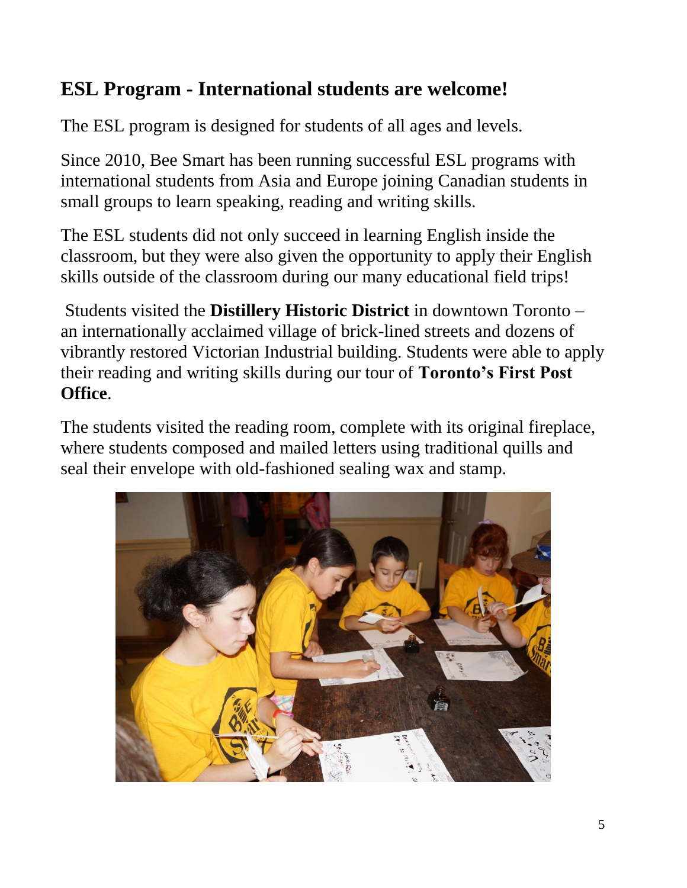## ESL Program - International students are welcome!

The ESL program is designed for students of all ages and levels.

Since 2010, Bee Smart has been running successful ESL programs with international students from Asia and Europe joining Canadian students in small groups to learn speaking, reading and writing skills.

The ESL students did not only succeed in learning English inside the classroom, but they were also given the opportunity to apply their English skills outside of the classroom during our many educational field trips!

Students visited the **Distillery Historic District** in downtown Toronto – an internationally acclaimed village of brick-lined streets and dozens of vibrantly restored Victorian Industrial building. Students were able to apply their reading and writing skills during our tour of **Toronto's First Post Office**.

The students visited the reading room, complete with its original fireplace, where students composed and mailed letters using traditional quills and seal their envelope with old-fashioned sealing wax and stamp.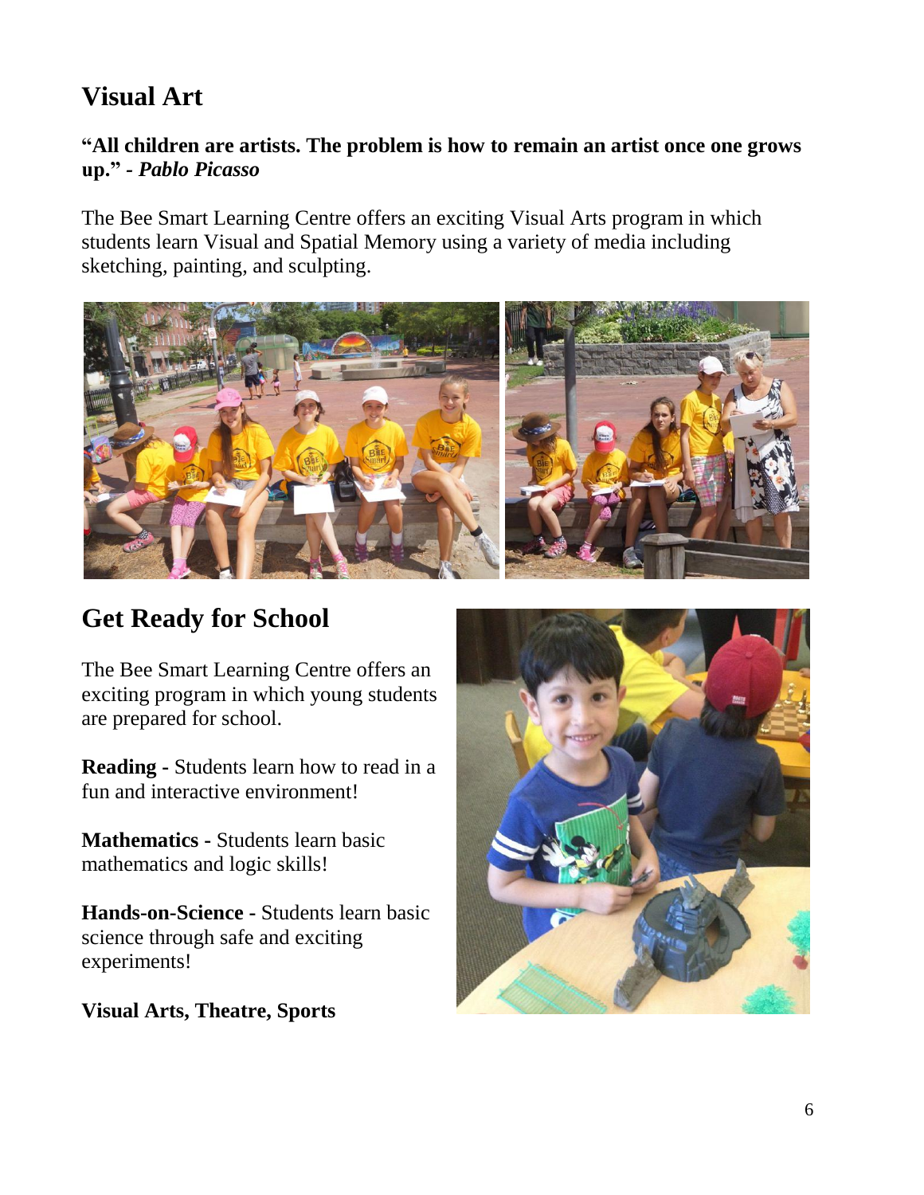## Visual Art

**"All children are artists. The problem is how to remain an artist once one grows up." - *Pablo Picasso***

The Bee Smart Learning Centre offers an exciting Visual Arts program in which students learn Visual and Spatial Memory using a variety of media including sketching, painting, and sculpting.

## Get Ready for School

The Bee Smart Learning Centre offers an exciting program in which young students are prepared for school.

**Reading -** Students learn how to read in a fun and interactive environment!

**Mathematics -** Students learn basic mathematics and logic skills!

**Hands-on-Science -** Students learn basic science through safe and exciting experiments!

**Visual Arts, Theatre, Sports**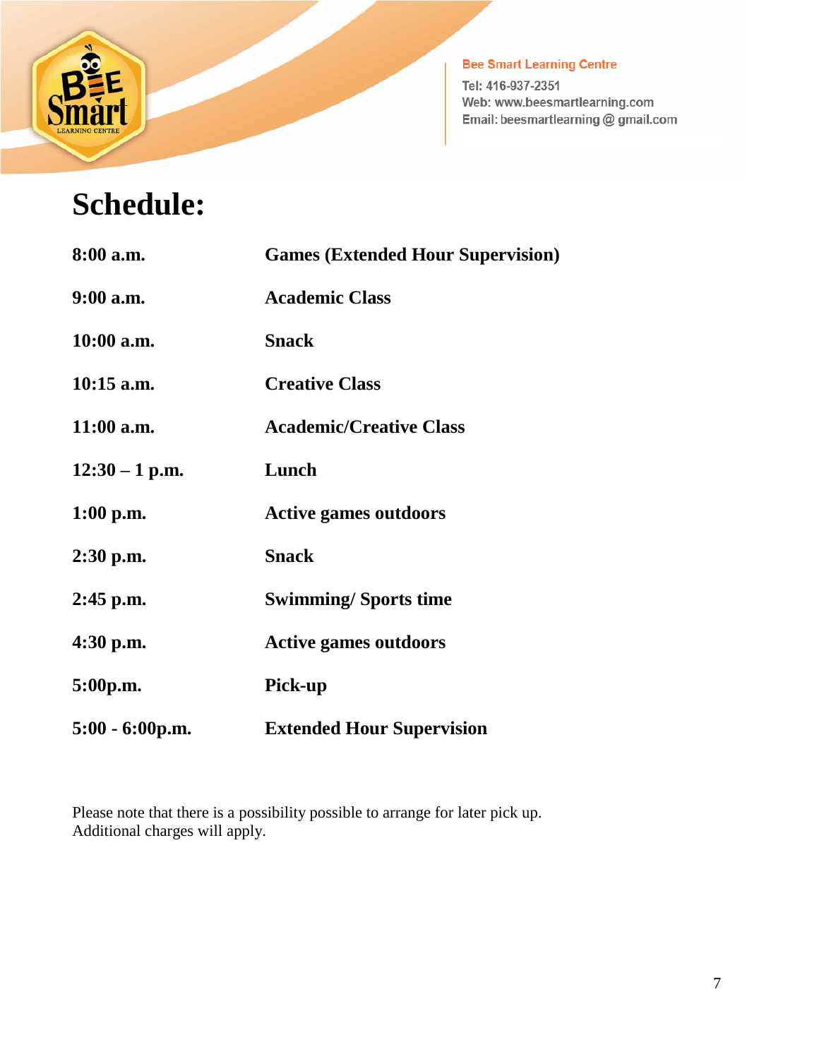# Schedule:

| | |
|---|---|
| **8:00 a.m.** | **Games (Extended Hour Supervision)** |
| **9:00 a.m.** | **Academic Class** |
| **10:00 a.m.** | **Snack** |
| **10:15 a.m.** | **Creative Class** |
| **11:00 a.m.** | **Academic/Creative Class** |
| **12:30 – 1 p.m.** | **Lunch** |
| **1:00 p.m.** | **Active games outdoors** |
| **2:30 p.m.** | **Snack** |
| **2:45 p.m.** | **Swimming/ Sports time** |
| **4:30 p.m.** | **Active games outdoors** |
| **5:00p.m.** | **Pick-up** |
| **5:00 - 6:00p.m.** | **Extended Hour Supervision** |

Please note that there is a possibility possible to arrange for later pick up.
Additional charges will apply.